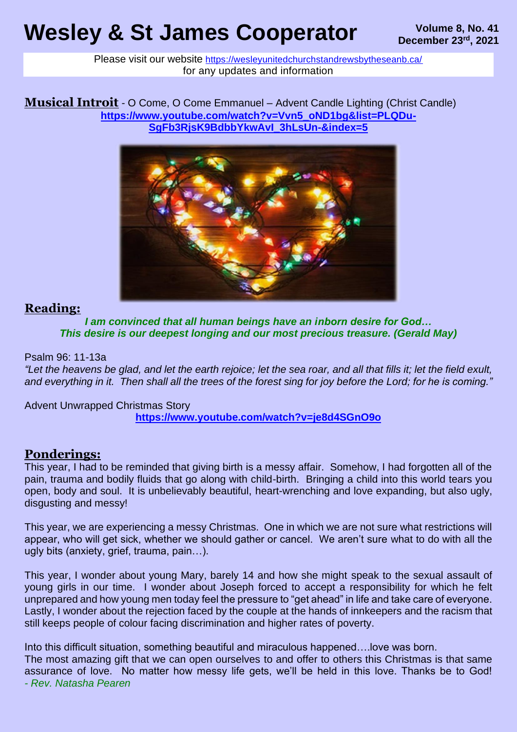# Wesley & St James Cooperator

**Volume 8, No. 41**
**December 23rd, 2021**

Please visit our website https://wesleyunitedchurchstandrewsbytheseanb.ca/ for any updates and information

**Musical Introit** - O Come, O Come Emmanuel – Advent Candle Lighting (Christ Candle)
**https://www.youtube.com/watch?v=Vvn5_oND1bg&list=PLQDu-SgFb3RjsK9BdbbYkwAvl_3hLsUn-&index=5**

## Reading:

***I am convinced that all human beings have an inborn desire for God… This desire is our deepest longing and our most precious treasure. (Gerald May)***

Psalm 96: 11-13a

*"Let the heavens be glad, and let the earth rejoice; let the sea roar, and all that fills it; let the field exult, and everything in it. Then shall all the trees of the forest sing for joy before the Lord; for he is coming."*

Advent Unwrapped Christmas Story
**https://www.youtube.com/watch?v=je8d4SGnO9o**

## Ponderings:

This year, I had to be reminded that giving birth is a messy affair. Somehow, I had forgotten all of the pain, trauma and bodily fluids that go along with child-birth. Bringing a child into this world tears you open, body and soul. It is unbelievably beautiful, heart-wrenching and love expanding, but also ugly, disgusting and messy!

This year, we are experiencing a messy Christmas. One in which we are not sure what restrictions will appear, who will get sick, whether we should gather or cancel. We aren't sure what to do with all the ugly bits (anxiety, grief, trauma, pain…).

This year, I wonder about young Mary, barely 14 and how she might speak to the sexual assault of young girls in our time. I wonder about Joseph forced to accept a responsibility for which he felt unprepared and how young men today feel the pressure to "get ahead" in life and take care of everyone. Lastly, I wonder about the rejection faced by the couple at the hands of innkeepers and the racism that still keeps people of colour facing discrimination and higher rates of poverty.

Into this difficult situation, something beautiful and miraculous happened….love was born.
The most amazing gift that we can open ourselves to and offer to others this Christmas is that same assurance of love. No matter how messy life gets, we'll be held in this love. Thanks be to God!
*- Rev. Natasha Pearen*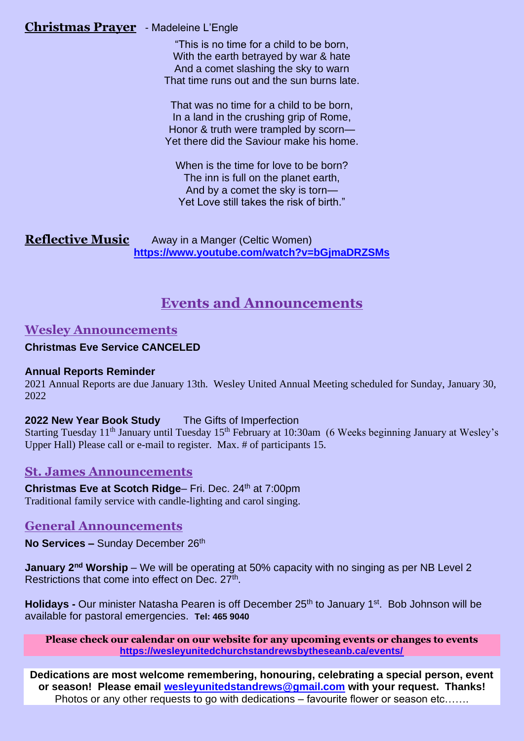**Christmas Prayer** - Madeleine L'Engle

"This is no time for a child to be born,
With the earth betrayed by war & hate
And a comet slashing the sky to warn
That time runs out and the sun burns late.

That was no time for a child to be born,
In a land in the crushing grip of Rome,
Honor & truth were trampled by scorn—
Yet there did the Saviour make his home.

When is the time for love to be born?
The inn is full on the planet earth,
And by a comet the sky is torn—
Yet Love still takes the risk of birth."

**Reflective Music** Away in a Manger (Celtic Women)
**https://www.youtube.com/watch?v=bGjmaDRZSMs**

# Events and Announcements

## Wesley Announcements

**Christmas Eve Service CANCELED**

**Annual Reports Reminder**
2021 Annual Reports are due January 13th. Wesley United Annual Meeting scheduled for Sunday, January 30, 2022

**2022 New Year Book Study** The Gifts of Imperfection
Starting Tuesday 11th January until Tuesday 15th February at 10:30am (6 Weeks beginning January at Wesley's Upper Hall) Please call or e-mail to register. Max. # of participants 15.

## St. James Announcements

**Christmas Eve at Scotch Ridge**– Fri. Dec. 24th at 7:00pm
Traditional family service with candle-lighting and carol singing.

## General Announcements

**No Services –** Sunday December 26th

**January 2nd Worship** – We will be operating at 50% capacity with no singing as per NB Level 2 Restrictions that come into effect on Dec. 27th.

**Holidays -** Our minister Natasha Pearen is off December 25th to January 1st. Bob Johnson will be available for pastoral emergencies. **Tel: 465 9040**

**Please check our calendar on our website for any upcoming events or changes to events**
**https://wesleyunitedchurchstandrewsbytheseanb.ca/events/**

**Dedications are most welcome remembering, honouring, celebrating a special person, event or season! Please email wesleyunitedstandrews@gmail.com with your request. Thanks!**
Photos or any other requests to go with dedications – favourite flower or season etc…….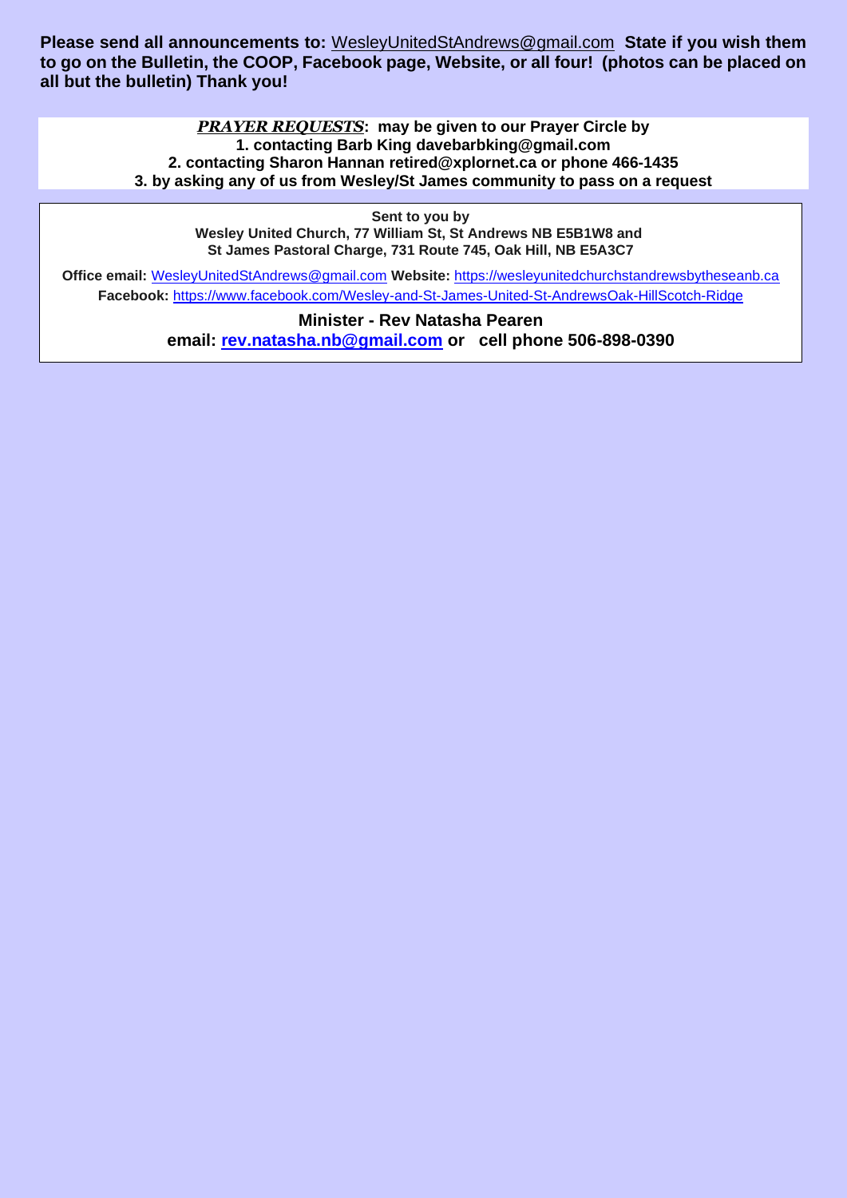**Please send all announcements to:** WesleyUnitedStAndrews@gmail.com **State if you wish them to go on the Bulletin, the COOP, Facebook page, Website, or all four! (photos can be placed on all but the bulletin) Thank you!**

***PRAYER REQUESTS*: may be given to our Prayer Circle by**
**1. contacting Barb King davebarbking@gmail.com**
**2. contacting Sharon Hannan retired@xplornet.ca or phone 466-1435**
**3. by asking any of us from Wesley/St James community to pass on a request**

**Sent to you by**
**Wesley United Church, 77 William St, St Andrews NB E5B1W8 and**
**St James Pastoral Charge, 731 Route 745, Oak Hill, NB E5A3C7**

**Office email:** WesleyUnitedStAndrews@gmail.com **Website:** https://wesleyunitedchurchstandrewsbytheseanb.ca
**Facebook:** https://www.facebook.com/Wesley-and-St-James-United-St-AndrewsOak-HillScotch-Ridge

**Minister - Rev Natasha Pearen**
**email: rev.natasha.nb@gmail.com or cell phone 506-898-0390**